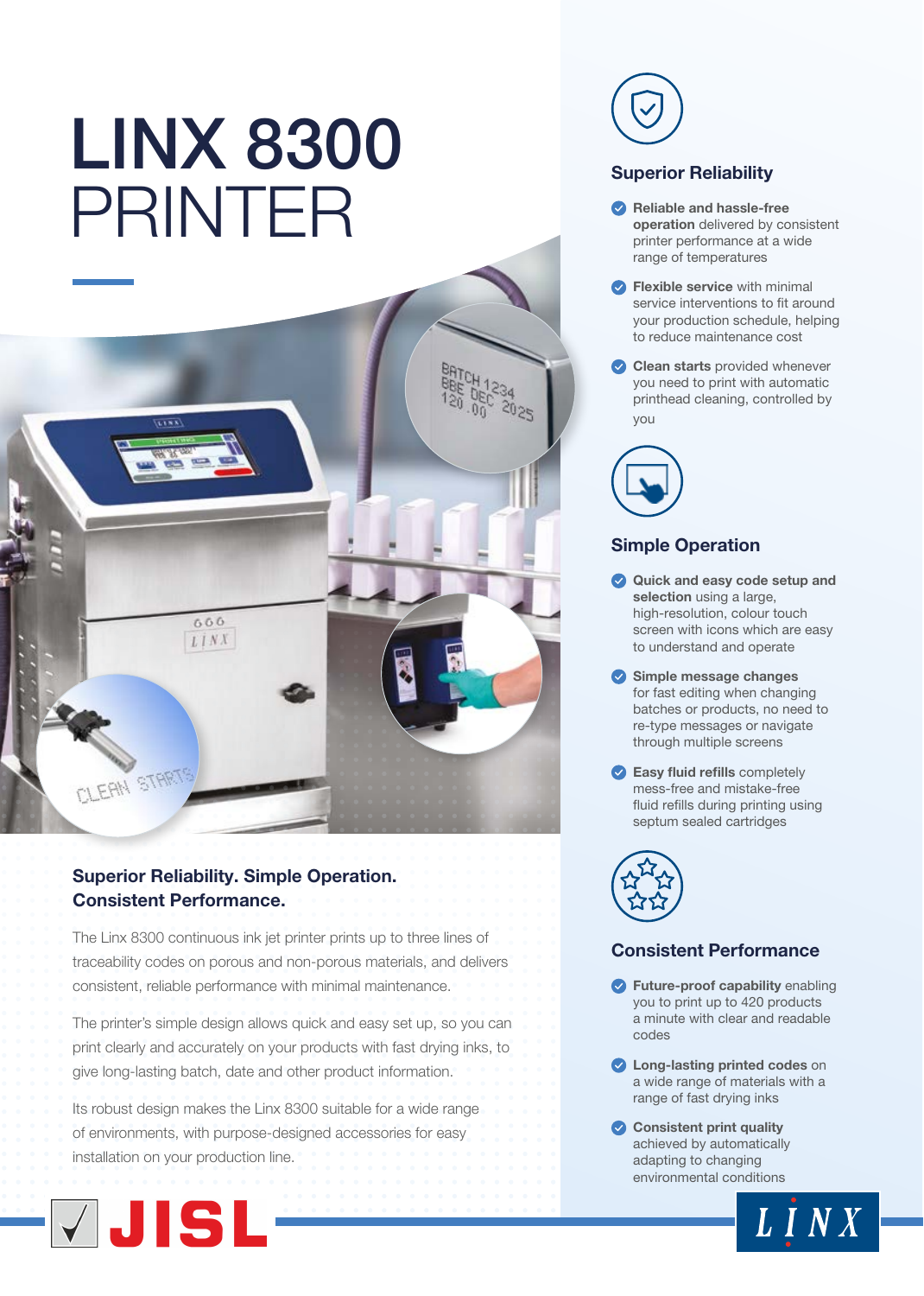# LINX 8300 PRINTER

## Superior Reliability. Simple Operation. Consistent Performance.

The Linx 8300 continuous ink jet printer prints up to three lines of traceability codes on porous and non-porous materials, and delivers consistent, reliable performance with minimal maintenance.

The printer's simple design allows quick and easy set up, so you can print clearly and accurately on your products with fast drying inks, to give long-lasting batch, date and other product information.

Its robust design makes the Linx 8300 suitable for a wide range of environments, with purpose-designed accessories for easy installation on your production line.

### Superior Reliability

- **Reliable and hassle-free operation** delivered by consistent printer performance at a wide range of temperatures
- **Flexible service** with minimal service interventions to fit around your production schedule, helping to reduce maintenance cost
- **Clean starts** provided whenever you need to print with automatic printhead cleaning, controlled by you

### Simple Operation

- **Quick and easy code setup and selection** using a large, high-resolution, colour touch screen with icons which are easy to understand and operate
- **Simple message changes** for fast editing when changing batches or products, no need to re-type messages or navigate through multiple screens
- **Easy fluid refills** completely mess-free and mistake-free fluid refills during printing using septum sealed cartridges

### Consistent Performance

- **Future-proof capability** enabling you to print up to 420 products a minute with clear and readable codes
- **Long-lasting printed codes** on a wide range of materials with a range of fast drying inks
- **Consistent print quality** achieved by automatically adapting to changing environmental conditions

JISL

LINX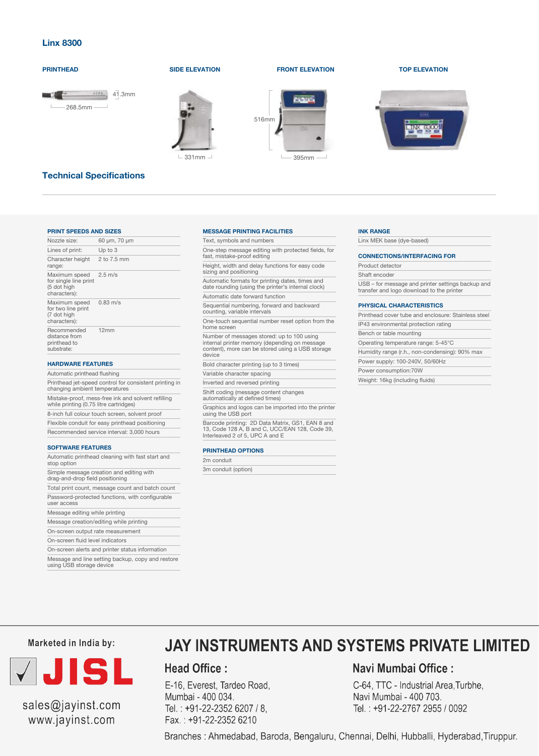## Linx 8300

**PRINTHEAD**

41.3mm

268.5mm

**SIDE ELEVATION**

331mm

**FRONT ELEVATION**

516mm

395mm

**TOP ELEVATION**

## Technical Specifications

### PRINT SPEEDS AND SIZES

| | |
|---|---|
| Nozzle size: | 60 µm, 70 µm |
| Lines of print: | Up to 3 |
| Character height range: | 2 to 7.5 mm |
| Maximum speed for single line print (5 dot high characters): | 2.5 m/s |
| Maximum speed for two line print (7 dot high characters): | 0.83 m/s |
| Recommended distance from printhead to substrate: | 12mm |

### HARDWARE FEATURES

- Automatic printhead flushing
- Printhead jet-speed control for consistent printing in changing ambient temperatures
- Mistake-proof, mess-free ink and solvent refilling while printing (0.75 litre cartridges)
- 8-inch full colour touch screen, solvent proof
- Flexible conduit for easy printhead positioning
- Recommended service interval: 3,000 hours

### SOFTWARE FEATURES

- Automatic printhead cleaning with fast start and stop option
- Simple message creation and editing with drag-and-drop field positioning
- Total print count, message count and batch count
- Password-protected functions, with configurable user access
- Message editing while printing
- Message creation/editing while printing
- On-screen output rate measurement
- On-screen fluid level indicators
- On-screen alerts and printer status information
- Message and line setting backup, copy and restore using USB storage device

### MESSAGE PRINTING FACILITIES

- Text, symbols and numbers
- One-step message editing with protected fields, for fast, mistake-proof editing
- Height, width and delay functions for easy code sizing and positioning
- Automatic formats for printing dates, times and date rounding (using the printer's internal clock)
- Automatic date forward function
- Sequential numbering, forward and backward counting, variable intervals
- One-touch sequential number reset option from the home screen
- Number of messages stored: up to 100 using internal printer memory (depending on message content), more can be stored using a USB storage device
- Bold character printing (up to 3 times)
- Variable character spacing
- Inverted and reversed printing
- Shift coding (message content changes automatically at defined times)
- Graphics and logos can be imported into the printer using the USB port
- Barcode printing: 2D Data Matrix, GS1, EAN 8 and 13, Code 128 A, B and C, UCC/EAN 128, Code 39, Interleaved 2 of 5, UPC A and E

### PRINTHEAD OPTIONS

- 2m conduit
- 3m conduit (option)

### INK RANGE

- Linx MEK base (dye-based)

### CONNECTIONS/INTERFACING FOR

- Product detector
- Shaft encoder
- USB – for message and printer settings backup and transfer and logo download to the printer

### PHYSICAL CHARACTERISTICS

- Printhead cover tube and enclosure: Stainless steel
- IP43 environmental protection rating
- Bench or table mounting
- Operating temperature range: 5-45°C
- Humidity range (r.h., non-condensing): 90% max
- Power supply: 100-240V, 50/60Hz
- Power consumption:70W
- Weight: 16kg (including fluids)

Marketed in India by:

**JISL**

sales@jayinst.com
www.jayinst.com

## JAY INSTRUMENTS AND SYSTEMS PRIVATE LIMITED

**Head Office :**

E-16, Everest, Tardeo Road,
Mumbai - 400 034.
Tel. : +91-22-2352 6207 / 8,
Fax. : +91-22-2352 6210

**Navi Mumbai Office :**

C-64, TTC - Industrial Area,Turbhe,
Navi Mumbai - 400 703.
Tel. : +91-22-2767 2955 / 0092

Branches : Ahmedabad, Baroda, Bengaluru, Chennai, Delhi, Hubballi, Hyderabad,Tiruppur.